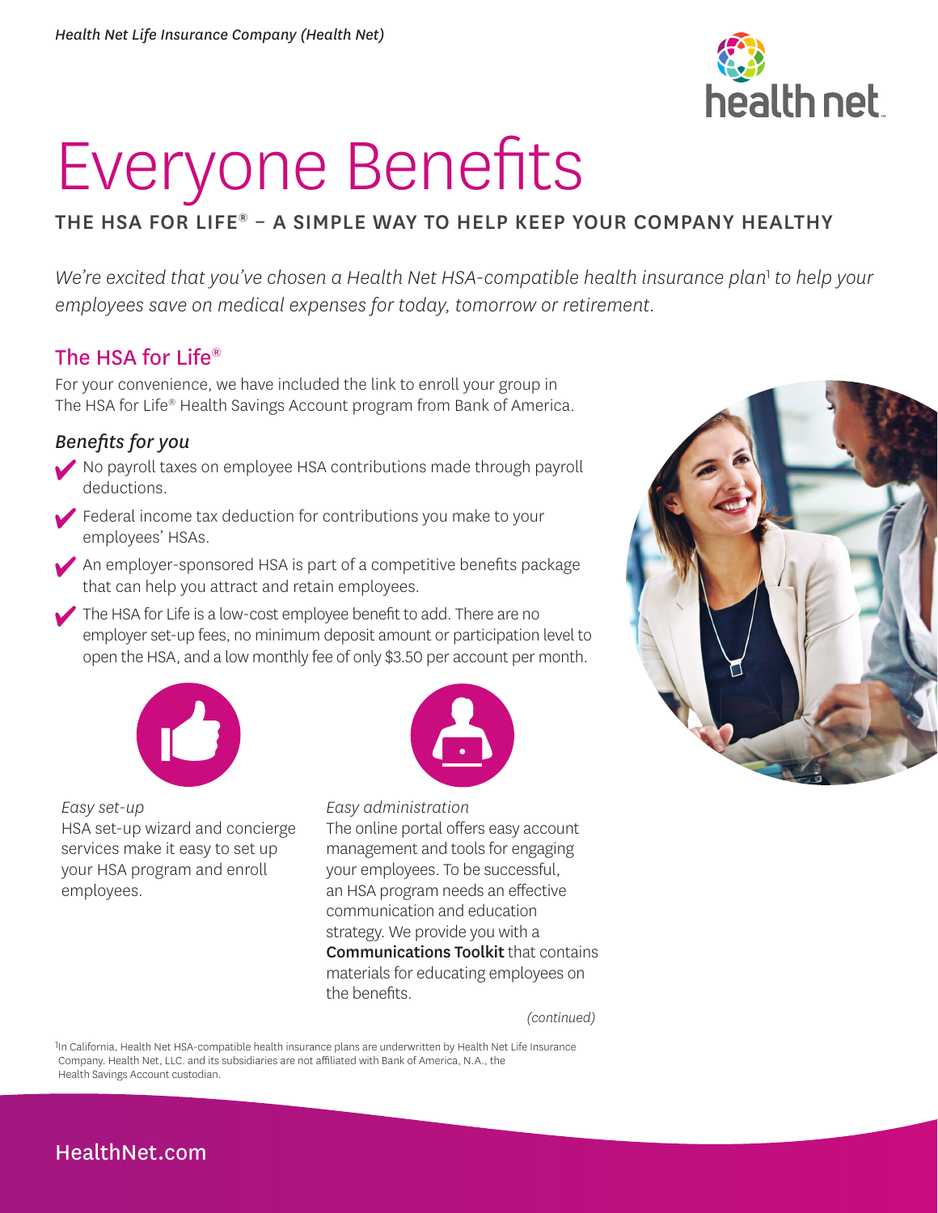*Health Net Life Insurance Company (Health Net)*

# Everyone Benefits

## THE HSA FOR LIFE® – A SIMPLE WAY TO HELP KEEP YOUR COMPANY HEALTHY

*We're excited that you've chosen a Health Net HSA-compatible health insurance plan[1] to help your employees save on medical expenses for today, tomorrow or retirement.*

## The HSA for Life®

For your convenience, we have included the link to enroll your group in The HSA for Life® Health Savings Account program from Bank of America.

### *Benefits for you*

- ✔ No payroll taxes on employee HSA contributions made through payroll deductions.
- ✔ Federal income tax deduction for contributions you make to your employees' HSAs.
- ✔ An employer-sponsored HSA is part of a competitive benefits package that can help you attract and retain employees.
- ✔ The HSA for Life is a low-cost employee benefit to add. There are no employer set-up fees, no minimum deposit amount or participation level to open the HSA, and a low monthly fee of only $3.50 per account per month.

*Easy set-up*
HSA set-up wizard and concierge services make it easy to set up your HSA program and enroll employees.

*Easy administration*
The online portal offers easy account management and tools for engaging your employees. To be successful, an HSA program needs an effective communication and education strategy. We provide you with a **Communications Toolkit** that contains materials for educating employees on the benefits.

*(continued)*

[1]In California, Health Net HSA-compatible health insurance plans are underwritten by Health Net Life Insurance Company. Health Net, LLC. and its subsidiaries are not affiliated with Bank of America, N.A., the Health Savings Account custodian.

HealthNet.com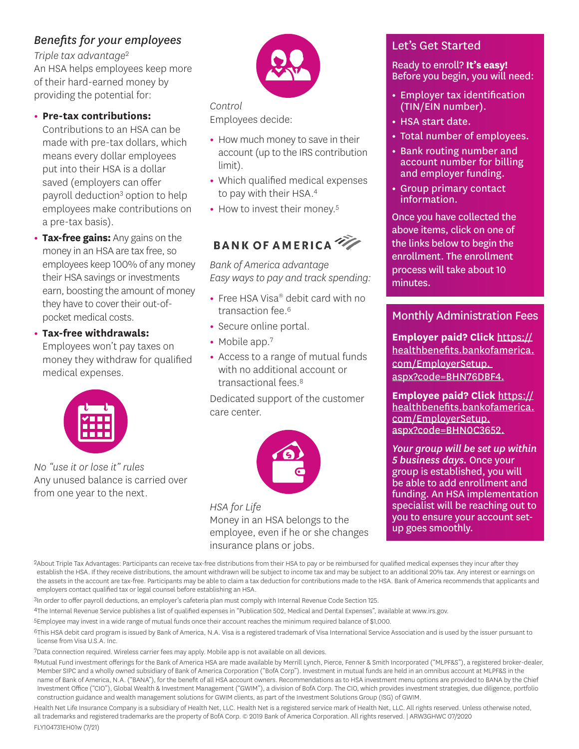## *Benefits for your employees*

*Triple tax advantage*[2]

An HSA helps employees keep more of their hard-earned money by providing the potential for:

- **Pre-tax contributions:** Contributions to an HSA can be made with pre-tax dollars, which means every dollar employees put into their HSA is a dollar saved (employers can offer payroll deduction[3] option to help employees make contributions on a pre-tax basis).
- **Tax-free gains:** Any gains on the money in an HSA are tax free, so employees keep 100% of any money their HSA savings or investments earn, boosting the amount of money they have to cover their out-of-pocket medical costs.
- **Tax-free withdrawals:** Employees won't pay taxes on money they withdraw for qualified medical expenses.

*No "use it or lose it" rules*

Any unused balance is carried over from one year to the next.

*Control*

Employees decide:

- How much money to save in their account (up to the IRS contribution limit).
- Which qualified medical expenses to pay with their HSA.[4]
- How to invest their money.[5]

**BANK OF AMERICA**

*Bank of America advantage*

*Easy ways to pay and track spending:*

- Free HSA Visa® debit card with no transaction fee.[6]
- Secure online portal.
- Mobile app.[7]
- Access to a range of mutual funds with no additional account or transactional fees.[8]

Dedicated support of the customer care center.

*HSA for Life*

Money in an HSA belongs to the employee, even if he or she changes insurance plans or jobs.

## Let's Get Started

Ready to enroll? **It's easy!** Before you begin, you will need:

- Employer tax identification (TIN/EIN number).
- HSA start date.
- Total number of employees.
- Bank routing number and account number for billing and employer funding.
- Group primary contact information.

Once you have collected the above items, click on one of the links below to begin the enrollment. The enrollment process will take about 10 minutes.

## Monthly Administration Fees

**Employer paid? Click** https://healthbenefits.bankofamerica.com/EmployerSetup.aspx?code=BHN76DBF4.

**Employee paid? Click** https://healthbenefits.bankofamerica.com/EmployerSetup.aspx?code=BHN0C3652.

***Your group will be set up within 5 business days.*** Once your group is established, you will be able to add enrollment and funding. An HSA implementation specialist will be reaching out to you to ensure your account set-up goes smoothly.

---

[2]About Triple Tax Advantages: Participants can receive tax-free distributions from their HSA to pay or be reimbursed for qualified medical expenses they incur after they establish the HSA. If they receive distributions, the amount withdrawn will be subject to income tax and may be subject to an additional 20% tax. Any interest or earnings on the assets in the account are tax-free. Participants may be able to claim a tax deduction for contributions made to the HSA. Bank of America recommends that applicants and employers contact qualified tax or legal counsel before establishing an HSA.

[3]In order to offer payroll deductions, an employer's cafeteria plan must comply with Internal Revenue Code Section 125.

[4]The Internal Revenue Service publishes a list of qualified expenses in "Publication 502, Medical and Dental Expenses", available at www.irs.gov.

[5]Employee may invest in a wide range of mutual funds once their account reaches the minimum required balance of $1,000.

[6]This HSA debit card program is issued by Bank of America, N.A. Visa is a registered trademark of Visa International Service Association and is used by the issuer pursuant to license from Visa U.S.A. Inc.

[7]Data connection required. Wireless carrier fees may apply. Mobile app is not available on all devices.

[8]Mutual Fund investment offerings for the Bank of America HSA are made available by Merrill Lynch, Pierce, Fenner & Smith Incorporated ("MLPF&S"), a registered broker-dealer, Member SIPC and a wholly owned subsidiary of Bank of America Corporation ("BofA Corp"). Investment in mutual funds are held in an omnibus account at MLPF&S in the name of Bank of America, N.A. ("BANA"), for the benefit of all HSA account owners. Recommendations as to HSA investment menu options are provided to BANA by the Chief Investment Office ("CIO"), Global Wealth & Investment Management ("GWIM"), a division of BofA Corp. The CIO, which provides investment strategies, due diligence, portfolio construction guidance and wealth management solutions for GWIM clients, as part of the Investment Solutions Group (ISG) of GWIM.

Health Net Life Insurance Company is a subsidiary of Health Net, LLC. Health Net is a registered service mark of Health Net, LLC. All rights reserved. Unless otherwise noted, all trademarks and registered trademarks are the property of BofA Corp. © 2019 Bank of America Corporation. All rights reserved. | ARW3GHWC 07/2020

FLY104731EH01w (7/21)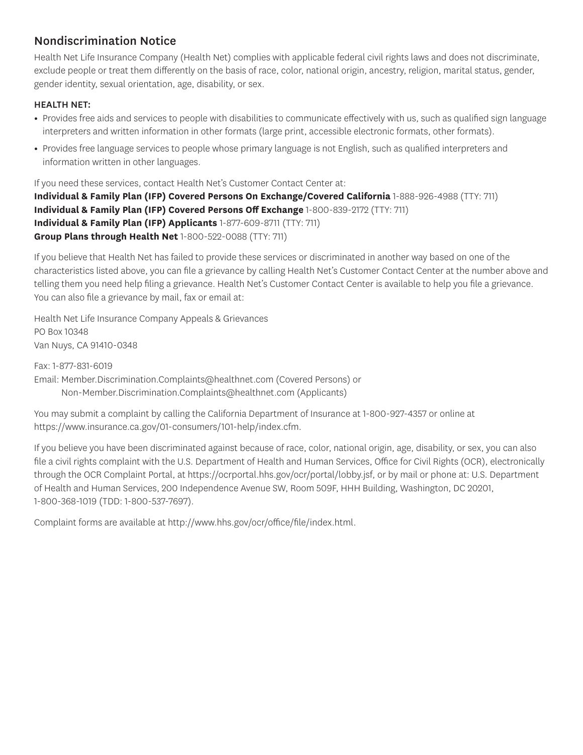## Nondiscrimination Notice

Health Net Life Insurance Company (Health Net) complies with applicable federal civil rights laws and does not discriminate, exclude people or treat them differently on the basis of race, color, national origin, ancestry, religion, marital status, gender, gender identity, sexual orientation, age, disability, or sex.

**HEALTH NET:**

- Provides free aids and services to people with disabilities to communicate effectively with us, such as qualified sign language interpreters and written information in other formats (large print, accessible electronic formats, other formats).
- Provides free language services to people whose primary language is not English, such as qualified interpreters and information written in other languages.

If you need these services, contact Health Net's Customer Contact Center at:
**Individual & Family Plan (IFP) Covered Persons On Exchange/Covered California** 1-888-926-4988 (TTY: 711)
**Individual & Family Plan (IFP) Covered Persons Off Exchange** 1-800-839-2172 (TTY: 711)
**Individual & Family Plan (IFP) Applicants** 1-877-609-8711 (TTY: 711)
**Group Plans through Health Net** 1-800-522-0088 (TTY: 711)

If you believe that Health Net has failed to provide these services or discriminated in another way based on one of the characteristics listed above, you can file a grievance by calling Health Net's Customer Contact Center at the number above and telling them you need help filing a grievance. Health Net's Customer Contact Center is available to help you file a grievance. You can also file a grievance by mail, fax or email at:

Health Net Life Insurance Company Appeals & Grievances
PO Box 10348
Van Nuys, CA 91410-0348

Fax: 1-877-831-6019
Email: Member.Discrimination.Complaints@healthnet.com (Covered Persons) or
Non-Member.Discrimination.Complaints@healthnet.com (Applicants)

You may submit a complaint by calling the California Department of Insurance at 1-800-927-4357 or online at https://www.insurance.ca.gov/01-consumers/101-help/index.cfm.

If you believe you have been discriminated against because of race, color, national origin, age, disability, or sex, you can also file a civil rights complaint with the U.S. Department of Health and Human Services, Office for Civil Rights (OCR), electronically through the OCR Complaint Portal, at https://ocrportal.hhs.gov/ocr/portal/lobby.jsf, or by mail or phone at: U.S. Department of Health and Human Services, 200 Independence Avenue SW, Room 509F, HHH Building, Washington, DC 20201, 1-800-368-1019 (TDD: 1-800-537-7697).

Complaint forms are available at http://www.hhs.gov/ocr/office/file/index.html.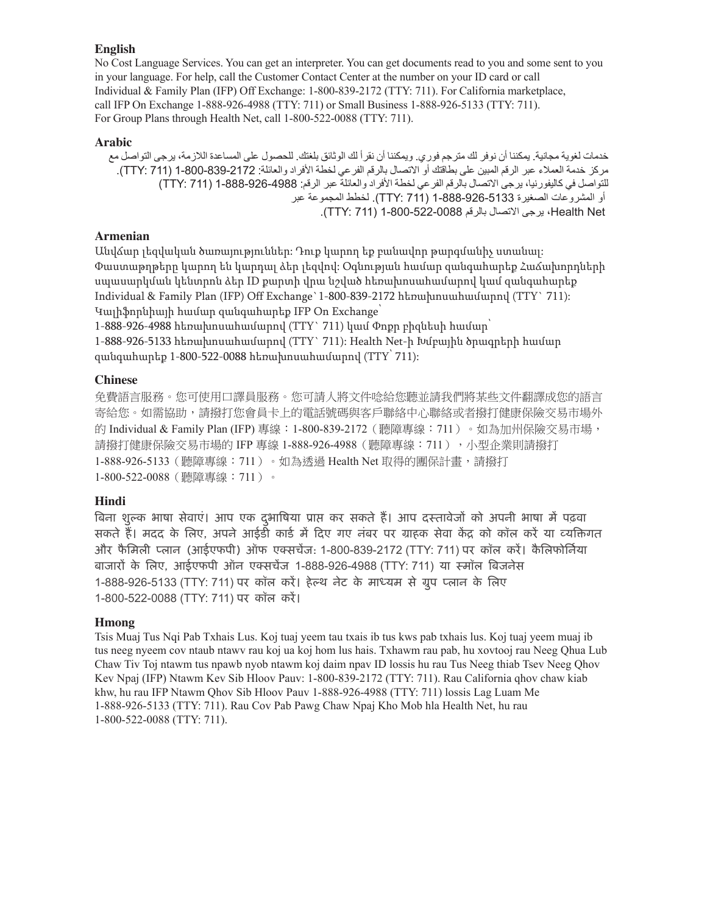## English

No Cost Language Services. You can get an interpreter. You can get documents read to you and some sent to you in your language. For help, call the Customer Contact Center at the number on your ID card or call Individual & Family Plan (IFP) Off Exchange: 1-800-839-2172 (TTY: 711). For California marketplace, call IFP On Exchange 1-888-926-4988 (TTY: 711) or Small Business 1-888-926-5133 (TTY: 711). For Group Plans through Health Net, call 1-800-522-0088 (TTY: 711).

## Arabic

خدمات لغوية مجانية. يمكننا أن نوفر لك مترجم فوري. ويمكننا أن نقرأ لك الوثائق بلغتك. للحصول على المساعدة اللازمة، يرجى التواصل مع مركز خدمة العملاء عبر الرقم المبين على بطاقتك أو الاتصال بالرقم الفرعي لخطة الأفراد والعائلة: 2172-839-800-1 (TTY: 711). للتواصل في كاليفورنيا، يرجى الاتصال بالرقم الفرعي لخطة الأفراد والعائلة عبر الرقم: 4988-926-888-1 (TTY: 711) أو المشروعات الصغيرة 5133-926-888-1 (TTY: 711). لخطط المجموعة عبر Health Net، يرجى الاتصال بالرقم 0088-522-800-1 (TTY: 711).

## Armenian

Անվճար լեզվական ծառայություններ: Դուք կարող եք բանավոր թարգմանիչ ստանալ: Փաստաթղթերը կարող են կարդալ ձեր լեզվով: Օգնության համար զանգահարեք Հաճախորդների սպասարկման կենտրոն ձեր ID քարտի վրա նշված հեռախոսահամարով կամ զանգահարեք Individual & Family Plan (IFP) Off Exchange՝ 1-800-839-2172 հեռախոսահամարով (TTY՝ 711): Կալիֆորնիայի համար զանգահարեք IFP On Exchange՝ 1-888-926-4988 հեռախոսահամարով (TTY՝ 711) կամ Փոքր բիզնեսի համար՝ 1-888-926-5133 հեռախոսահամարով (TTY՝ 711): Health Net-ի Խմբային ծրագրերի համար զանգահարեք 1-800-522-0088 հեռախոսահամարով (TTY՝ 711):

## Chinese

免費語言服務。您可使用口譯員服務。您可請人將文件唸給您聽並請我們將某些文件翻譯成您的語言寄給您。如需協助，請撥打您會員卡上的電話號碼與客戶聯絡中心聯絡或者撥打健康保險交易市場外的 Individual & Family Plan (IFP) 專線：1-800-839-2172（聽障專線：711）。如為加州保險交易市場，請撥打健康保險交易市場的 IFP 專線 1-888-926-4988（聽障專線：711），小型企業則請撥打 1-888-926-5133（聽障專線：711）。如為透過 Health Net 取得的團保計畫，請撥打 1-800-522-0088（聽障專線：711）。

## Hindi

बिना शुल्क भाषा सेवाएं। आप एक दुभाषिया प्राप्त कर सकते हैं। आप दस्तावेजों को अपनी भाषा में पढ़वा सकते हैं। मदद के लिए, अपने आईडी कार्ड में दिए गए नंबर पर ग्राहक सेवा केंद्र को कॉल करें या व्यक्तिगत और फैमिली प्लान (आईएफपी) ऑफ एक्सचेंज: 1-800-839-2172 (TTY: 711) पर कॉल करें। कैलिफोर्निया बाजारों के लिए, आईएफपी ऑन एक्सचेंज 1-888-926-4988 (TTY: 711) या स्मॉल बिजनेस 1-888-926-5133 (TTY: 711) पर कॉल करें। हेल्थ नेट के माध्यम से ग्रुप प्लान के लिए 1-800-522-0088 (TTY: 711) पर कॉल करें।

## Hmong

Tsis Muaj Tus Nqi Pab Txhais Lus. Koj tuaj yeem tau txais ib tus kws pab txhais lus. Koj tuaj yeem muaj ib tus neeg nyeem cov ntaub ntawv rau koj ua koj hom lus hais. Txhawm rau pab, hu xovtooj rau Neeg Qhua Lub Chaw Tiv Toj ntawm tus npawb nyob ntawm koj daim npav ID lossis hu rau Tus Neeg thiab Tsev Neeg Qhov Kev Npaj (IFP) Ntawm Kev Sib Hloov Pauv: 1-800-839-2172 (TTY: 711). Rau California qhov chaw kiab khw, hu rau IFP Ntawm Qhov Sib Hloov Pauv 1-888-926-4988 (TTY: 711) lossis Lag Luam Me 1-888-926-5133 (TTY: 711). Rau Cov Pab Pawg Chaw Npaj Kho Mob hla Health Net, hu rau 1-800-522-0088 (TTY: 711).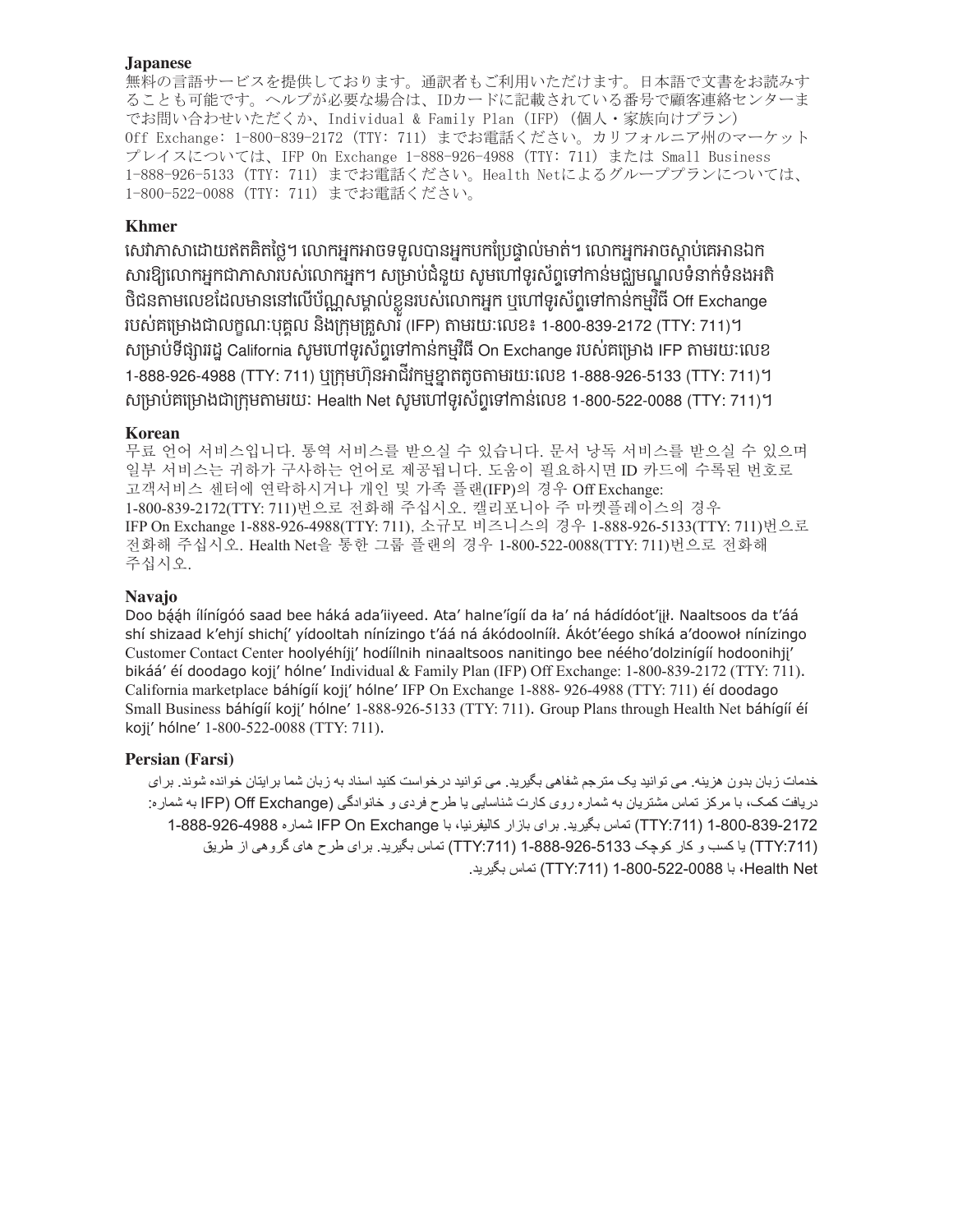**Japanese**

無料の言語サービスを提供しております。通訳者もご利用いただけます。日本語で文書をお読みすることも可能です。ヘルプが必要な場合は、IDカードに記載されている番号で顧客連絡センターまでお問い合わせいただくか、Individual & Family Plan (IFP) (個人・家族向けプラン) Off Exchange: 1-800-839-2172 (TTY: 711) までお電話ください。カリフォルニア州のマーケットプレイスについては、IFP On Exchange 1-888-926-4988 (TTY: 711) または Small Business 1-888-926-5133 (TTY: 711) までお電話ください。Health Netによるグループプランについては、1-800-522-0088 (TTY: 711) までお電話ください。

**Khmer**

សេវាភាសាដោយឥតគិតថ្លៃ។ លោកអ្នកអាចទទួលបានអ្នកបកប្រែផ្ទាល់មាត់។ លោកអ្នកអាចស្តាប់គេអានឯកសារឱ្យលោកអ្នកជាភាសារបស់លោកអ្នក។ សម្រាប់ជំនួយ សូមហៅទូរស័ព្ទទៅកាន់មជ្ឈមណ្ឌលទំនាក់ទំនងអតិថិជនតាមលេខដែលមាននៅលើប័ណ្ណសម្គាល់ខ្លួនរបស់លោកអ្នក ឬហៅទូរស័ព្ទទៅកាន់កម្មវិធី Off Exchange របស់គម្រោងជាលក្ខណៈបុគ្គល និងក្រុមគ្រួសារ (IFP) តាមរយៈលេខ៖ 1-800-839-2172 (TTY: 711)។ សម្រាប់ទីផ្សាររដ្ឋ California សូមហៅទូរស័ព្ទទៅកាន់កម្មវិធី On Exchange របស់គម្រោង IFP តាមរយៈលេខ 1-888-926-4988 (TTY: 711) ឬក្រុមហ៊ុនអាជីវកម្មខ្នាតតូចតាមរយៈលេខ 1-888-926-5133 (TTY: 711)។ សម្រាប់គម្រោងជាក្រុមតាមរយៈ Health Net សូមហៅទូរស័ព្ទទៅកាន់លេខ 1-800-522-0088 (TTY: 711)។

**Korean**

무료 언어 서비스입니다. 통역 서비스를 받으실 수 있습니다. 문서 낭독 서비스를 받으실 수 있으며 일부 서비스는 귀하가 구사하는 언어로 제공됩니다. 도움이 필요하시면 ID 카드에 수록된 번호로 고객서비스 센터에 연락하시거나 개인 및 가족 플랜(IFP)의 경우 Off Exchange: 1-800-839-2172(TTY: 711)번으로 전화해 주십시오. 캘리포니아 주 마켓플레이스의 경우 IFP On Exchange 1-888-926-4988(TTY: 711), 소규모 비즈니스의 경우 1-888-926-5133(TTY: 711)번으로 전화해 주십시오. Health Net을 통한 그룹 플랜의 경우 1-800-522-0088(TTY: 711)번으로 전화해 주십시오.

**Navajo**

Doo bą́ąh ílínígóó saad bee háká ada'iiyeed. Ata' halne'ígíí da ła' ná hádídóot'įįł. Naaltsoos da t'áá shí shizaad k'ehjí shichį' yídooltah nínízingo t'áá ná ákódooníít. Ákót'éego shíká a'doowoł nínízingo Customer Contact Center hoolyéhíjį' hodíílnih ninaaltsoos nanitingo bee nééhoʼdolzinígíí hodoonihjį' bikáá' éí doodago kojį' hólne' Individual & Family Plan (IFP) Off Exchange: 1-800-839-2172 (TTY: 711). California marketplace báhígíí kojį' hólne' IFP On Exchange 1-888- 926-4988 (TTY: 711) éí doodago Small Business báhígíí kojį' hólne' 1-888-926-5133 (TTY: 711). Group Plans through Health Net báhígíí éí kojį' hólne' 1-800-522-0088 (TTY: 711).

**Persian (Farsi)**

خدمات زبان بدون هزینه. می توانید یک مترجم شفاهی بگیرید. می توانید درخواست کنید اسناد به زبان شما برایتان خوانده شوند. برای دریافت کمک، با مرکز تماس مشتریان به شماره روی کارت شناسایی یا طرح فردی و خانوادگی (IFP) Off Exchange به شماره: 1-800-839-2172 (TTY:711) تماس بگیرید. برای بازار کالیفرنیا، با IFP On Exchange شماره 1-888-926-4988 (TTY:711) یا کسب و کار کوچک 1-888-926-5133 (TTY:711) تماس بگیرید. برای طرح های گروهی از طریق Health Net، با 1-800-522-0088 (TTY:711) تماس بگیرید.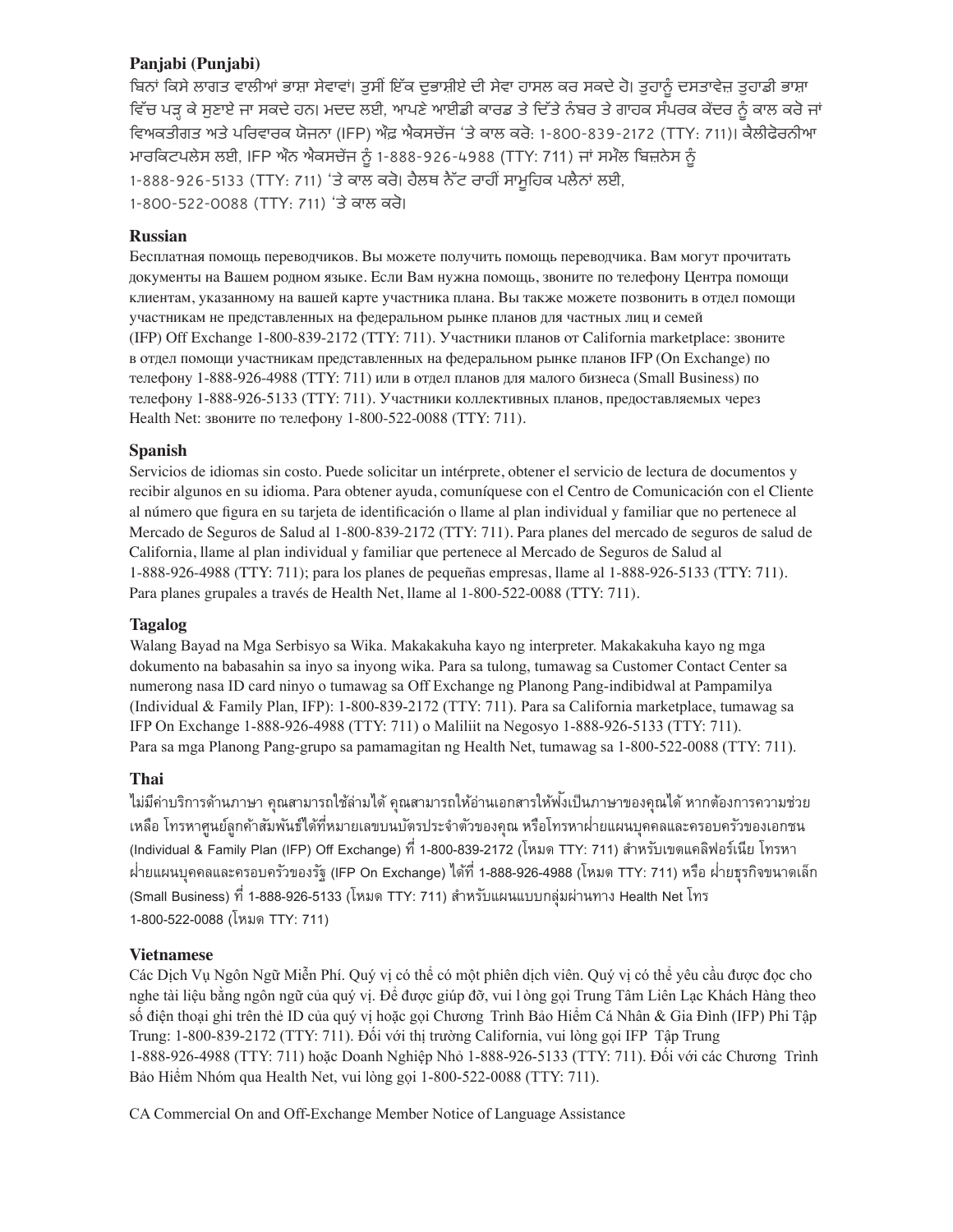**Panjabi (Punjabi)**

ਬਿਨਾਂ ਕਿਸੇ ਲਾਗਤ ਵਾਲੀਆਂ ਭਾਸ਼ਾ ਸੇਵਾਵਾਂ। ਤੁਸੀਂ ਇੱਕ ਦੁਭਾਸ਼ੀਏ ਦੀ ਸੇਵਾ ਹਾਸਲ ਕਰ ਸਕਦੇ ਹੋ। ਤੁਹਾਨੂੰ ਦਸਤਾਵੇਜ਼ ਤੁਹਾਡੀ ਭਾਸ਼ਾ ਵਿੱਚ ਪੜ੍ਹ ਕੇ ਸੁਣਾਏ ਜਾ ਸਕਦੇ ਹਨ। ਮਦਦ ਲਈ, ਆਪਣੇ ਆਈਡੀ ਕਾਰਡ ਤੇ ਦਿੱਤੇ ਨੰਬਰ ਤੇ ਗਾਹਕ ਸੰਪਰਕ ਕੇਂਦਰ ਨੂੰ ਕਾਲ ਕਰੋ ਜਾਂ ਵਿਅਕਤੀਗਤ ਅਤੇ ਪਰਿਵਾਰਕ ਯੋਜਨਾ (IFP) ਔਫ਼ ਐਕਸਚੇਂਜ 'ਤੇ ਕਾਲ ਕਰੋ: 1-800-839-2172 (TTY: 711)। ਕੈਲੀਫੋਰਨੀਆ ਮਾਰਕਿਟਪਲੇਸ ਲਈ, IFP ਔਨ ਐਕਸਚੇਂਜ ਨੂੰ 1-888-926-4988 (TTY: 711) ਜਾਂ ਸਮੌਲ ਬਿਜ਼ਨੇਸ ਨੂੰ 1-888-926-5133 (TTY: 711) 'ਤੇ ਕਾਲ ਕਰੋ। ਹੈਲਥ ਨੈੱਟ ਰਾਹੀਂ ਸਾਮੂਹਿਕ ਪਲੈਨਾਂ ਲਈ, 1-800-522-0088 (TTY: 711) 'ਤੇ ਕਾਲ ਕਰੋ।

**Russian**

Бесплатная помощь переводчиков. Вы можете получить помощь переводчика. Вам могут прочитать документы на Вашем родном языке. Если Вам нужна помощь, звоните по телефону Центра помощи клиентам, указанному на вашей карте участника плана. Вы также можете позвонить в отдел помощи участникам не представленных на федеральном рынке планов для частных лиц и семей (IFP) Off Exchange 1-800-839-2172 (TTY: 711). Участники планов от California marketplace: звоните в отдел помощи участникам представленных на федеральном рынке планов IFP (On Exchange) по телефону 1-888-926-4988 (TTY: 711) или в отдел планов для малого бизнеса (Small Business) по телефону 1-888-926-5133 (TTY: 711). Участники коллективных планов, предоставляемых через Health Net: звоните по телефону 1-800-522-0088 (TTY: 711).

**Spanish**

Servicios de idiomas sin costo. Puede solicitar un intérprete, obtener el servicio de lectura de documentos y recibir algunos en su idioma. Para obtener ayuda, comuníquese con el Centro de Comunicación con el Cliente al número que figura en su tarjeta de identificación o llame al plan individual y familiar que no pertenece al Mercado de Seguros de Salud al 1-800-839-2172 (TTY: 711). Para planes del mercado de seguros de salud de California, llame al plan individual y familiar que pertenece al Mercado de Seguros de Salud al 1-888-926-4988 (TTY: 711); para los planes de pequeñas empresas, llame al 1-888-926-5133 (TTY: 711). Para planes grupales a través de Health Net, llame al 1-800-522-0088 (TTY: 711).

**Tagalog**

Walang Bayad na Mga Serbisyo sa Wika. Makakakuha kayo ng interpreter. Makakakuha kayo ng mga dokumento na babasahin sa inyo sa inyong wika. Para sa tulong, tumawag sa Customer Contact Center sa numerong nasa ID card ninyo o tumawag sa Off Exchange ng Planong Pang-indibidwal at Pampamilya (Individual & Family Plan, IFP): 1-800-839-2172 (TTY: 711). Para sa California marketplace, tumawag sa IFP On Exchange 1-888-926-4988 (TTY: 711) o Maliliit na Negosyo 1-888-926-5133 (TTY: 711). Para sa mga Planong Pang-grupo sa pamamagitan ng Health Net, tumawag sa 1-800-522-0088 (TTY: 711).

**Thai**

ไม่มีค่าบริการด้านภาษา คุณสามารถใช้ล่ามได้ คุณสามารถให้อ่านเอกสารให้ฟังเป็นภาษาของคุณได้ หากต้องการความช่วยเหลือ โทรหาศูนย์ลูกค้าสัมพันธ์ได้ที่หมายเลขบนบัตรประจำตัวของคุณ หรือโทรหาฝ่ายแผนบุคคลและครอบครัวของเอกชน (Individual & Family Plan (IFP) Off Exchange) ที่ 1-800-839-2172 (โหมด TTY: 711) สำหรับเขตแคลิฟอร์เนีย โทรหาฝ่ายแผนบุคคลและครอบครัวของรัฐ (IFP On Exchange) ได้ที่ 1-888-926-4988 (โหมด TTY: 711) หรือ ฝ่ายธุรกิจขนาดเล็ก (Small Business) ที่ 1-888-926-5133 (โหมด TTY: 711) สำหรับแผนแบบกลุ่มผ่านทาง Health Net โทร 1-800-522-0088 (โหมด TTY: 711)

**Vietnamese**

Các Dịch Vụ Ngôn Ngữ Miễn Phí. Quý vị có thể có một phiên dịch viên. Quý vị có thể yêu cầu được đọc cho nghe tài liệu bằng ngôn ngữ của quý vị. Để được giúp đỡ, vui l òng gọi Trung Tâm Liên Lạc Khách Hàng theo số điện thoại ghi trên thẻ ID của quý vị hoặc gọi Chương Trình Bảo Hiểm Cá Nhân & Gia Đình (IFP) Phi Tập Trung: 1-800-839-2172 (TTY: 711). Đối với thị trường California, vui lòng gọi IFP Tập Trung 1-888-926-4988 (TTY: 711) hoặc Doanh Nghiệp Nhỏ 1-888-926-5133 (TTY: 711). Đối với các Chương Trình Bảo Hiểm Nhóm qua Health Net, vui lòng gọi 1-800-522-0088 (TTY: 711).

CA Commercial On and Off-Exchange Member Notice of Language Assistance